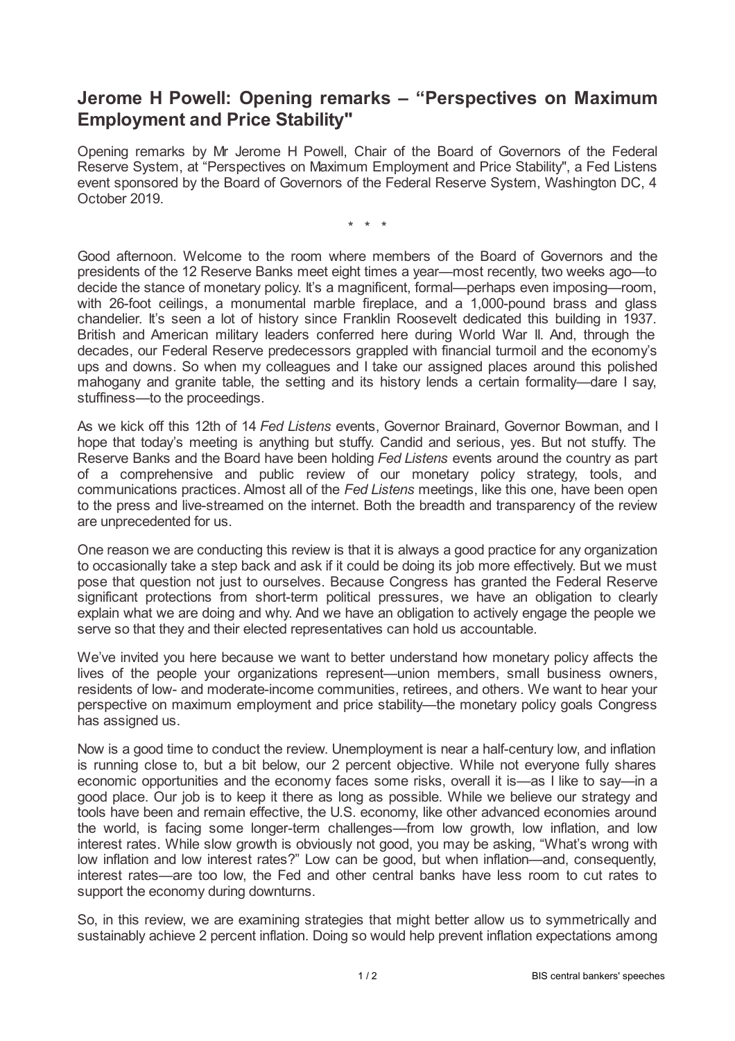# Jerome H Powell: Opening remarks – "Perspectives on Maximum Employment and Price Stability"

Opening remarks by Mr Jerome H Powell, Chair of the Board of Governors of the Federal Reserve System, at "Perspectives on Maximum Employment and Price Stability", a Fed Listens event sponsored by the Board of Governors of the Federal Reserve System, Washington DC, 4 October 2019.

\* \* \*

Good afternoon. Welcome to the room where members of the Board of Governors and the presidents of the 12 Reserve Banks meet eight times a year—most recently, two weeks ago—to decide the stance of monetary policy. It's a magnificent, formal—perhaps even imposing—room, with 26-foot ceilings, a monumental marble fireplace, and a 1,000-pound brass and glass chandelier. It's seen a lot of history since Franklin Roosevelt dedicated this building in 1937. British and American military leaders conferred here during World War II. And, through the decades, our Federal Reserve predecessors grappled with financial turmoil and the economy's ups and downs. So when my colleagues and I take our assigned places around this polished mahogany and granite table, the setting and its history lends a certain formality—dare I say, stuffiness—to the proceedings.

As we kick off this 12th of 14 *Fed Listens* events, Governor Brainard, Governor Bowman, and I hope that today's meeting is anything but stuffy. Candid and serious, yes. But not stuffy. The Reserve Banks and the Board have been holding *Fed Listens* events around the country as part of a comprehensive and public review of our monetary policy strategy, tools, and communications practices. Almost all of the *Fed Listens* meetings, like this one, have been open to the press and live-streamed on the internet. Both the breadth and transparency of the review are unprecedented for us.

One reason we are conducting this review is that it is always a good practice for any organization to occasionally take a step back and ask if it could be doing its job more effectively. But we must pose that question not just to ourselves. Because Congress has granted the Federal Reserve significant protections from short-term political pressures, we have an obligation to clearly explain what we are doing and why. And we have an obligation to actively engage the people we serve so that they and their elected representatives can hold us accountable.

We've invited you here because we want to better understand how monetary policy affects the lives of the people your organizations represent—union members, small business owners, residents of low- and moderate-income communities, retirees, and others. We want to hear your perspective on maximum employment and price stability—the monetary policy goals Congress has assigned us.

Now is a good time to conduct the review. Unemployment is near a half-century low, and inflation is running close to, but a bit below, our 2 percent objective. While not everyone fully shares economic opportunities and the economy faces some risks, overall it is—as I like to say—in a good place. Our job is to keep it there as long as possible. While we believe our strategy and tools have been and remain effective, the U.S. economy, like other advanced economies around the world, is facing some longer-term challenges—from low growth, low inflation, and low interest rates. While slow growth is obviously not good, you may be asking, "What's wrong with low inflation and low interest rates?" Low can be good, but when inflation—and, consequently, interest rates—are too low, the Fed and other central banks have less room to cut rates to support the economy during downturns.

So, in this review, we are examining strategies that might better allow us to symmetrically and sustainably achieve 2 percent inflation. Doing so would help prevent inflation expectations among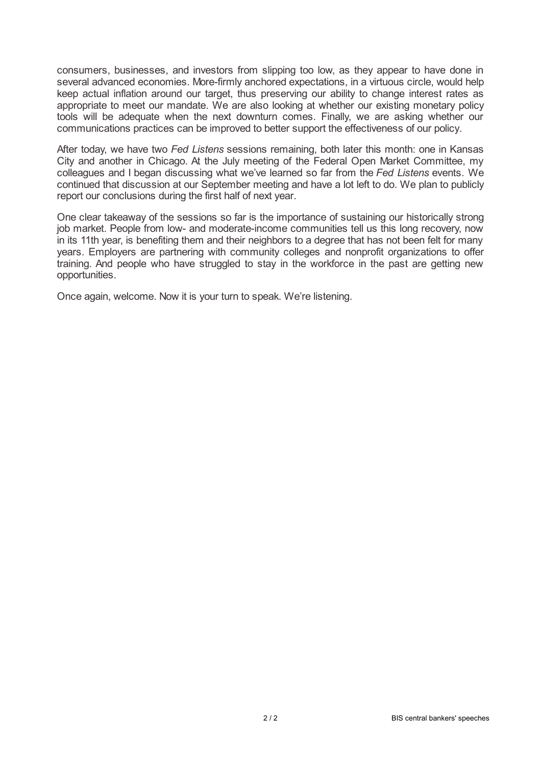consumers, businesses, and investors from slipping too low, as they appear to have done in several advanced economies. More-firmly anchored expectations, in a virtuous circle, would help keep actual inflation around our target, thus preserving our ability to change interest rates as appropriate to meet our mandate. We are also looking at whether our existing monetary policy tools will be adequate when the next downturn comes. Finally, we are asking whether our communications practices can be improved to better support the effectiveness of our policy.

After today, we have two *Fed Listens* sessions remaining, both later this month: one in Kansas City and another in Chicago. At the July meeting of the Federal Open Market Committee, my colleagues and I began discussing what we've learned so far from the *Fed Listens* events. We continued that discussion at our September meeting and have a lot left to do. We plan to publicly report our conclusions during the first half of next year.

One clear takeaway of the sessions so far is the importance of sustaining our historically strong job market. People from low- and moderate-income communities tell us this long recovery, now in its 11th year, is benefiting them and their neighbors to a degree that has not been felt for many years. Employers are partnering with community colleges and nonprofit organizations to offer training. And people who have struggled to stay in the workforce in the past are getting new opportunities.

Once again, welcome. Now it is your turn to speak. We're listening.